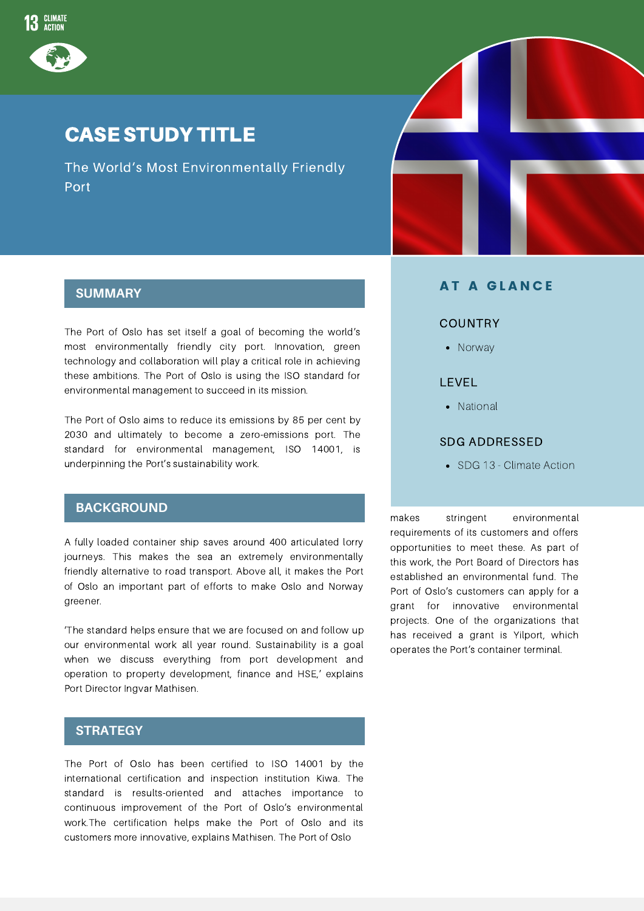13 CLIMATE ACTION

# CASE STUDY TITLE

The World's Most Environmentally Friendly Port

## SUMMARY

The Port of Oslo has set itself a goal of becoming the world's most environmentally friendly city port. Innovation, green technology and collaboration will play a critical role in achieving these ambitions. The Port of Oslo is using the ISO standard for environmental management to succeed in its mission.

The Port of Oslo aims to reduce its emissions by 85 per cent by 2030 and ultimately to become a zero-emissions port. The standard for environmental management, ISO 14001, is underpinning the Port's sustainability work.

## BACKGROUND

A fully loaded container ship saves around 400 articulated lorry journeys. This makes the sea an extremely environmentally friendly alternative to road transport. Above all, it makes the Port of Oslo an important part of efforts to make Oslo and Norway greener.

'The standard helps ensure that we are focused on and follow up our environmental work all year round. Sustainability is a goal when we discuss everything from port development and operation to property development, finance and HSE,' explains Port Director Ingvar Mathisen.

## STRATEGY

The Port of Oslo has been certified to ISO 14001 by the international certification and inspection institution Kiwa. The standard is results-oriented and attaches importance to continuous improvement of the Port of Oslo's environmental work.The certification helps make the Port of Oslo and its customers more innovative, explains Mathisen. The Port of Oslo makes stringent environmental requirements of its customers and offers opportunities to meet these. As part of this work, the Port Board of Directors has established an environmental fund. The Port of Oslo's customers can apply for a grant for innovative environmental projects. One of the organizations that has received a grant is Yilport, which operates the Port's container terminal.

## AT A GLANCE

### COUNTRY

- Norway

### LEVEL

- National

### SDG ADDRESSED

- SDG 13 - Climate Action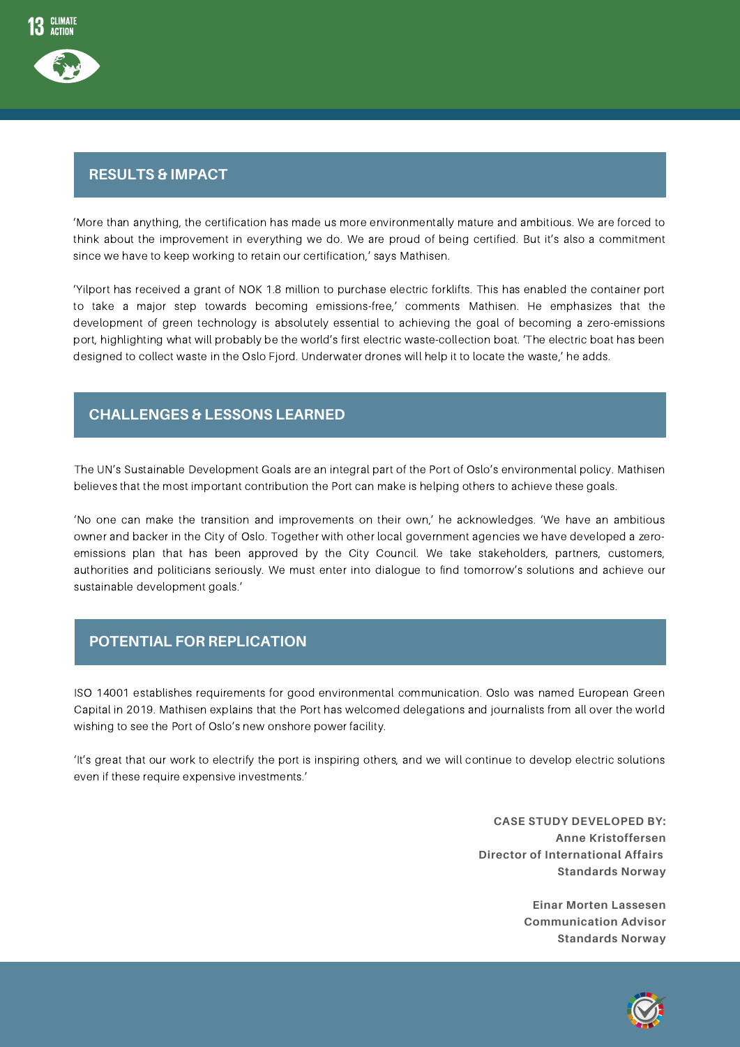## RESULTS & IMPACT

'More than anything, the certification has made us more environmentally mature and ambitious. We are forced to think about the improvement in everything we do. We are proud of being certified. But it's also a commitment since we have to keep working to retain our certification,' says Mathisen.

'Yilport has received a grant of NOK 1.8 million to purchase electric forklifts. This has enabled the container port to take a major step towards becoming emissions-free,' comments Mathisen. He emphasizes that the development of green technology is absolutely essential to achieving the goal of becoming a zero-emissions port, highlighting what will probably be the world's first electric waste-collection boat. 'The electric boat has been designed to collect waste in the Oslo Fjord. Underwater drones will help it to locate the waste,' he adds.

## CHALLENGES & LESSONS LEARNED

The UN's Sustainable Development Goals are an integral part of the Port of Oslo's environmental policy. Mathisen believes that the most important contribution the Port can make is helping others to achieve these goals.

'No one can make the transition and improvements on their own,' he acknowledges. 'We have an ambitious owner and backer in the City of Oslo. Together with other local government agencies we have developed a zero-emissions plan that has been approved by the City Council. We take stakeholders, partners, customers, authorities and politicians seriously. We must enter into dialogue to find tomorrow's solutions and achieve our sustainable development goals.'

## POTENTIAL FOR REPLICATION

ISO 14001 establishes requirements for good environmental communication. Oslo was named European Green Capital in 2019. Mathisen explains that the Port has welcomed delegations and journalists from all over the world wishing to see the Port of Oslo's new onshore power facility.

'It's great that our work to electrify the port is inspiring others, and we will continue to develop electric solutions even if these require expensive investments.'

**CASE STUDY DEVELOPED BY:**
**Anne Kristoffersen**
**Director of International Affairs**
**Standards Norway**

**Einar Morten Lassesen**
**Communication Advisor**
**Standards Norway**